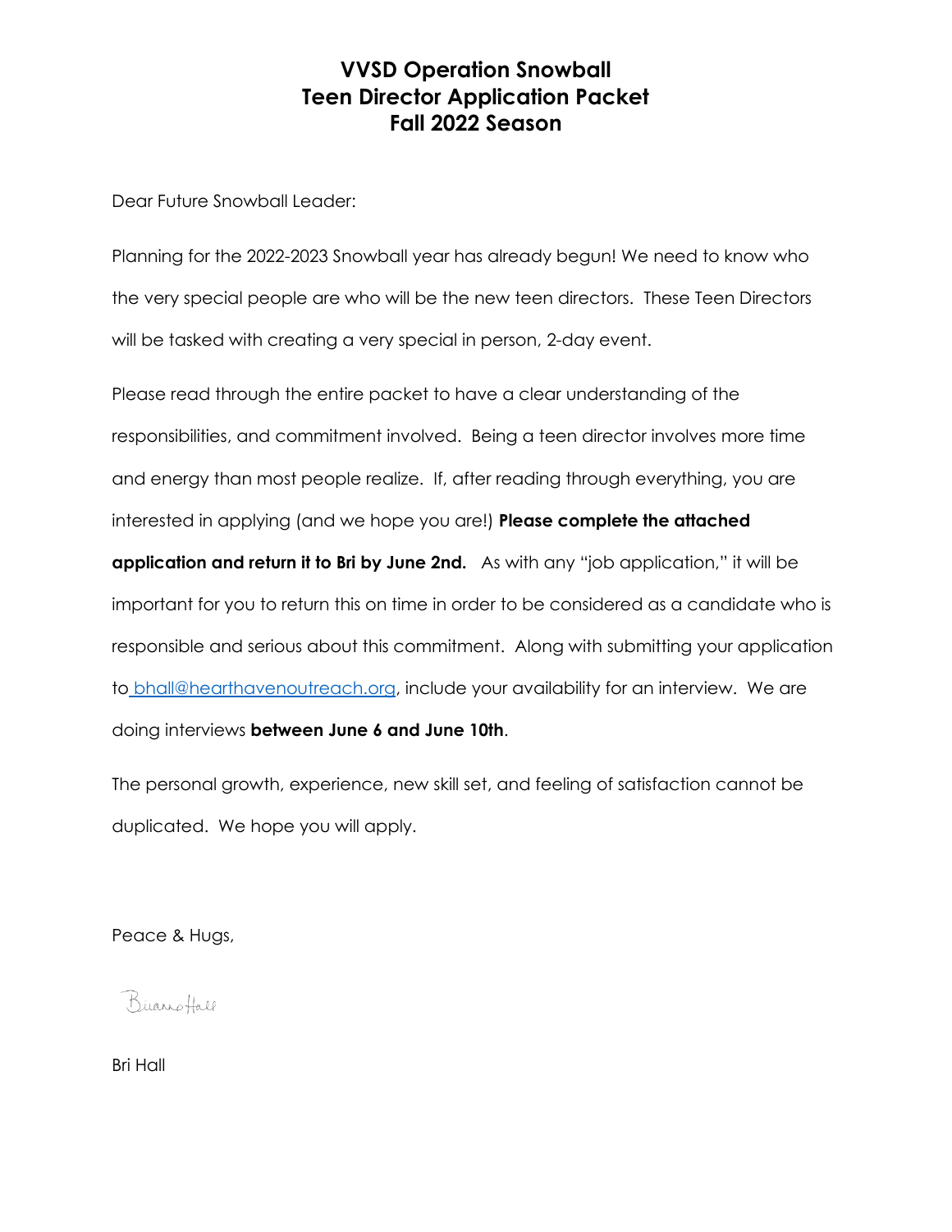# VVSD Operation Snowball
# Teen Director Application Packet
# Fall 2022 Season

Dear Future Snowball Leader:

Planning for the 2022-2023 Snowball year has already begun! We need to know who the very special people are who will be the new teen directors. These Teen Directors will be tasked with creating a very special in person, 2-day event.

Please read through the entire packet to have a clear understanding of the responsibilities, and commitment involved. Being a teen director involves more time and energy than most people realize. If, after reading through everything, you are interested in applying (and we hope you are!) **Please complete the attached application and return it to Bri by June 2nd.** As with any "job application," it will be important for you to return this on time in order to be considered as a candidate who is responsible and serious about this commitment. Along with submitting your application to bhall@hearthavenoutreach.org, include your availability for an interview. We are doing interviews **between June 6 and June 10th**.

The personal growth, experience, new skill set, and feeling of satisfaction cannot be duplicated. We hope you will apply.

Peace & Hugs,

Bri Hall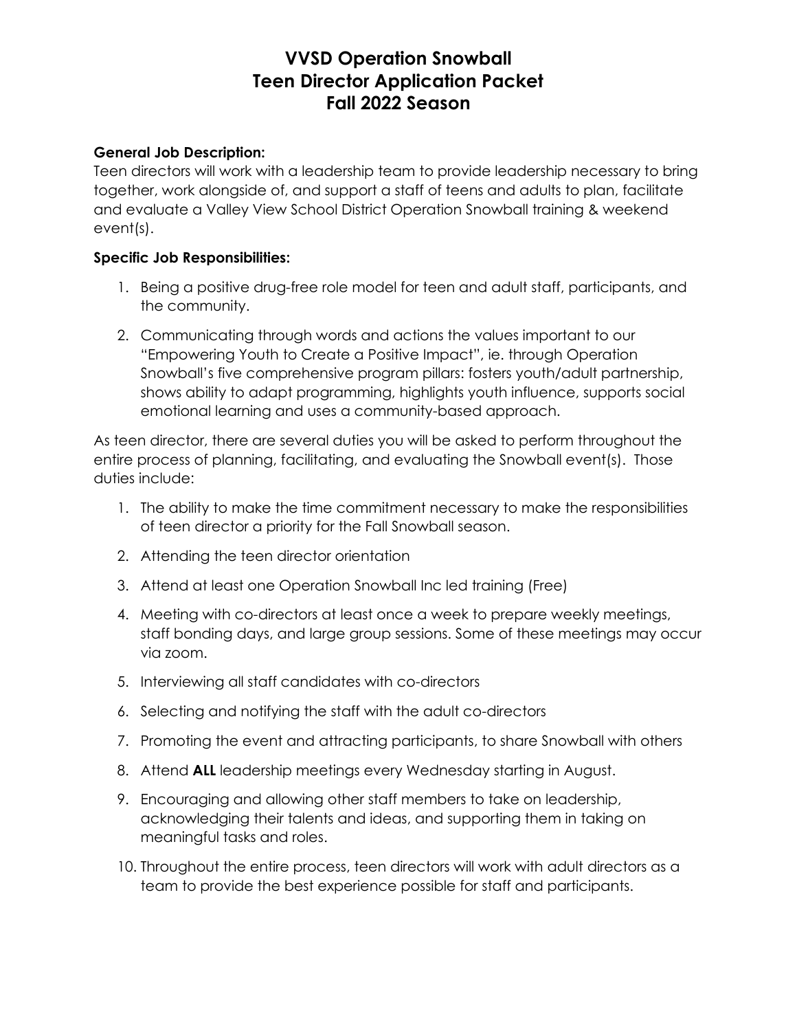# VVSD Operation Snowball
# Teen Director Application Packet
# Fall 2022 Season

**General Job Description:**

Teen directors will work with a leadership team to provide leadership necessary to bring together, work alongside of, and support a staff of teens and adults to plan, facilitate and evaluate a Valley View School District Operation Snowball training & weekend event(s).

**Specific Job Responsibilities:**

1. Being a positive drug-free role model for teen and adult staff, participants, and the community.
2. Communicating through words and actions the values important to our "Empowering Youth to Create a Positive Impact", ie. through Operation Snowball's five comprehensive program pillars: fosters youth/adult partnership, shows ability to adapt programming, highlights youth influence, supports social emotional learning and uses a community-based approach.

As teen director, there are several duties you will be asked to perform throughout the entire process of planning, facilitating, and evaluating the Snowball event(s). Those duties include:

1. The ability to make the time commitment necessary to make the responsibilities of teen director a priority for the Fall Snowball season.
2. Attending the teen director orientation
3. Attend at least one Operation Snowball Inc led training (Free)
4. Meeting with co-directors at least once a week to prepare weekly meetings, staff bonding days, and large group sessions. Some of these meetings may occur via zoom.
5. Interviewing all staff candidates with co-directors
6. Selecting and notifying the staff with the adult co-directors
7. Promoting the event and attracting participants, to share Snowball with others
8. Attend **ALL** leadership meetings every Wednesday starting in August.
9. Encouraging and allowing other staff members to take on leadership, acknowledging their talents and ideas, and supporting them in taking on meaningful tasks and roles.
10. Throughout the entire process, teen directors will work with adult directors as a team to provide the best experience possible for staff and participants.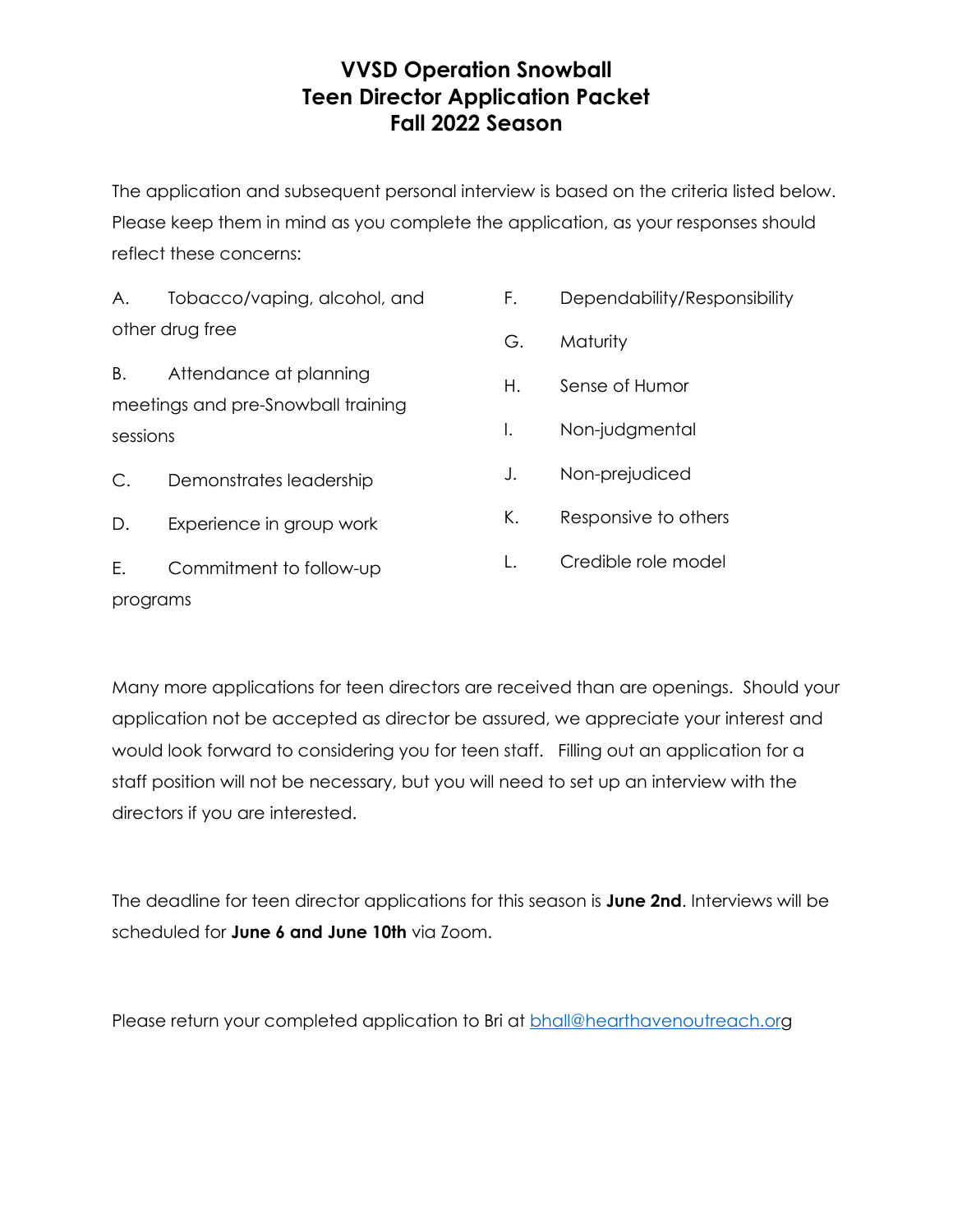# VVSD Operation Snowball
# Teen Director Application Packet
# Fall 2022 Season

The application and subsequent personal interview is based on the criteria listed below. Please keep them in mind as you complete the application, as your responses should reflect these concerns:

A. Tobacco/vaping, alcohol, and other drug free

B. Attendance at planning meetings and pre-Snowball training sessions

C. Demonstrates leadership

D. Experience in group work

E. Commitment to follow-up programs

F. Dependability/Responsibility

G. Maturity

H. Sense of Humor

I. Non-judgmental

J. Non-prejudiced

K. Responsive to others

L. Credible role model

Many more applications for teen directors are received than are openings. Should your application not be accepted as director be assured, we appreciate your interest and would look forward to considering you for teen staff. Filling out an application for a staff position will not be necessary, but you will need to set up an interview with the directors if you are interested.

The deadline for teen director applications for this season is **June 2nd**. Interviews will be scheduled for **June 6 and June 10th** via Zoom.

Please return your completed application to Bri at bhall@hearthavenoutreach.org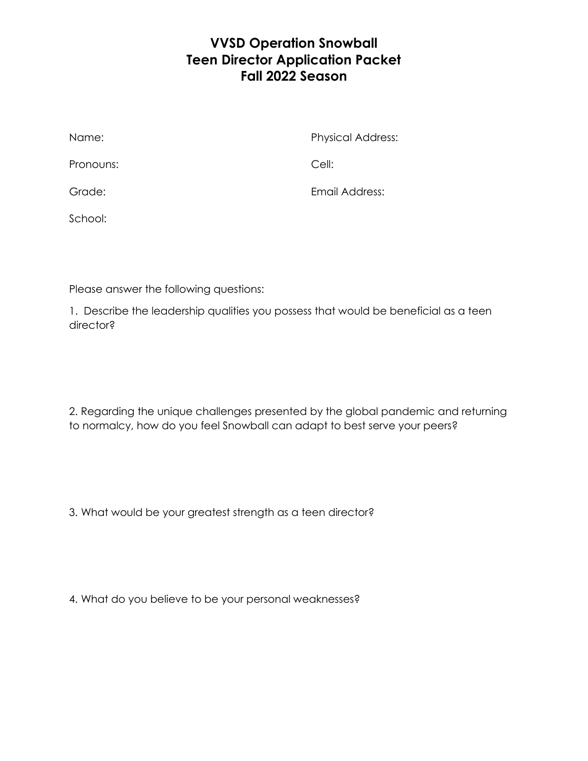# VVSD Operation Snowball
# Teen Director Application Packet
# Fall 2022 Season

Name:

Pronouns:

Grade:

School:

Physical Address:

Cell:

Email Address:

Please answer the following questions:

1. Describe the leadership qualities you possess that would be beneficial as a teen director?

2. Regarding the unique challenges presented by the global pandemic and returning to normalcy, how do you feel Snowball can adapt to best serve your peers?

3. What would be your greatest strength as a teen director?

4. What do you believe to be your personal weaknesses?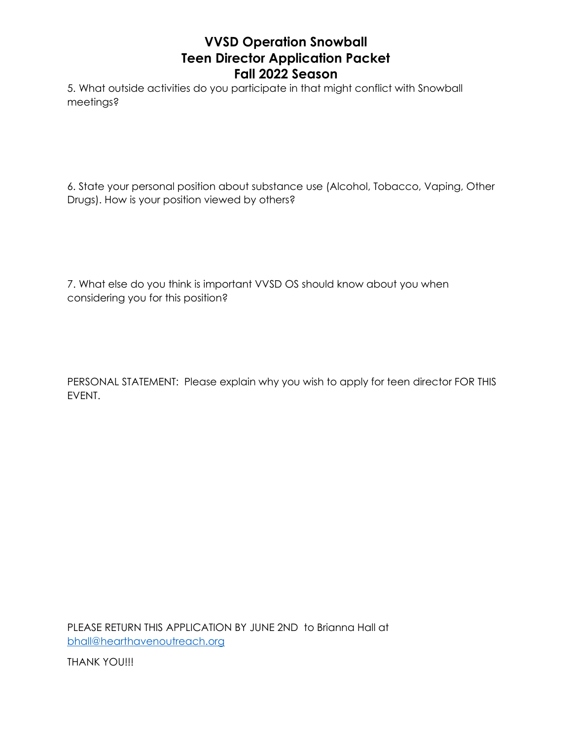5. What outside activities do you participate in that might conflict with Snowball meetings?

6. State your personal position about substance use (Alcohol, Tobacco, Vaping, Other Drugs). How is your position viewed by others?

7. What else do you think is important VVSD OS should know about you when considering you for this position?

PERSONAL STATEMENT: Please explain why you wish to apply for teen director FOR THIS EVENT.

PLEASE RETURN THIS APPLICATION BY JUNE 2ND to Brianna Hall at [bhall@hearthavenoutreach.org](mailto:bhall@hearthavenoutreach.org)

THANK YOU!!!